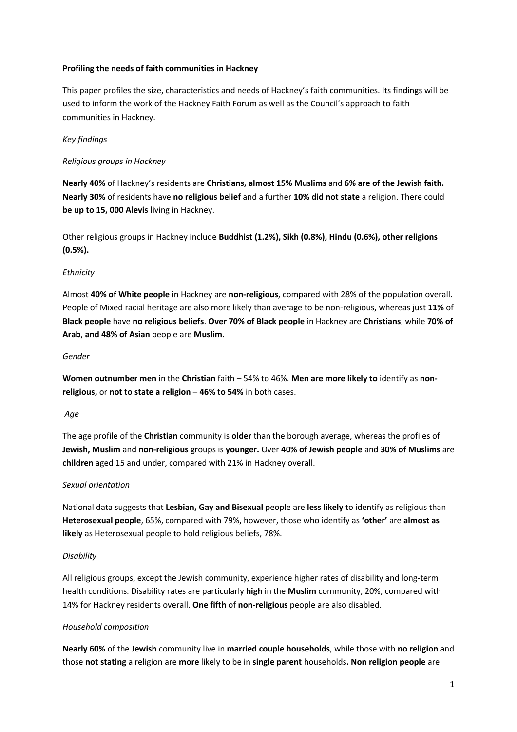**Profiling the needs of faith communities in Hackney**

This paper profiles the size, characteristics and needs of Hackney's faith communities. Its findings will be used to inform the work of the Hackney Faith Forum as well as the Council's approach to faith communities in Hackney.

*Key findings*

*Religious groups in Hackney*

**Nearly 40%** of Hackney's residents are **Christians, almost 15% Muslims** and **6% are of the Jewish faith. Nearly 30%** of residents have **no religious belief** and a further **10% did not state** a religion. There could **be up to 15, 000 Alevis** living in Hackney.

Other religious groups in Hackney include **Buddhist (1.2%), Sikh (0.8%), Hindu (0.6%), other religions (0.5%).**

*Ethnicity*

Almost **40% of White people** in Hackney are **non-religious**, compared with 28% of the population overall. People of Mixed racial heritage are also more likely than average to be non-religious, whereas just **11%** of **Black people** have **no religious beliefs**. **Over 70% of Black people** in Hackney are **Christians**, while **70% of Arab**, **and 48% of Asian** people are **Muslim**.

*Gender*

**Women outnumber men** in the **Christian** faith – 54% to 46%. **Men are more likely to** identify as **non-religious,** or **not to state a religion** – **46% to 54%** in both cases.

*Age*

The age profile of the **Christian** community is **older** than the borough average, whereas the profiles of **Jewish, Muslim** and **non-religious** groups is **younger.** Over **40% of Jewish people** and **30% of Muslims** are **children** aged 15 and under, compared with 21% in Hackney overall.

*Sexual orientation*

National data suggests that **Lesbian, Gay and Bisexual** people are **less likely** to identify as religious than **Heterosexual people**, 65%, compared with 79%, however, those who identify as **'other'** are **almost as likely** as Heterosexual people to hold religious beliefs, 78%.

*Disability*

All religious groups, except the Jewish community, experience higher rates of disability and long-term health conditions. Disability rates are particularly **high** in the **Muslim** community, 20%, compared with 14% for Hackney residents overall. **One fifth** of **non-religious** people are also disabled.

*Household composition*

**Nearly 60%** of the **Jewish** community live in **married couple households**, while those with **no religion** and those **not stating** a religion are **more** likely to be in **single parent** households**. Non religion people** are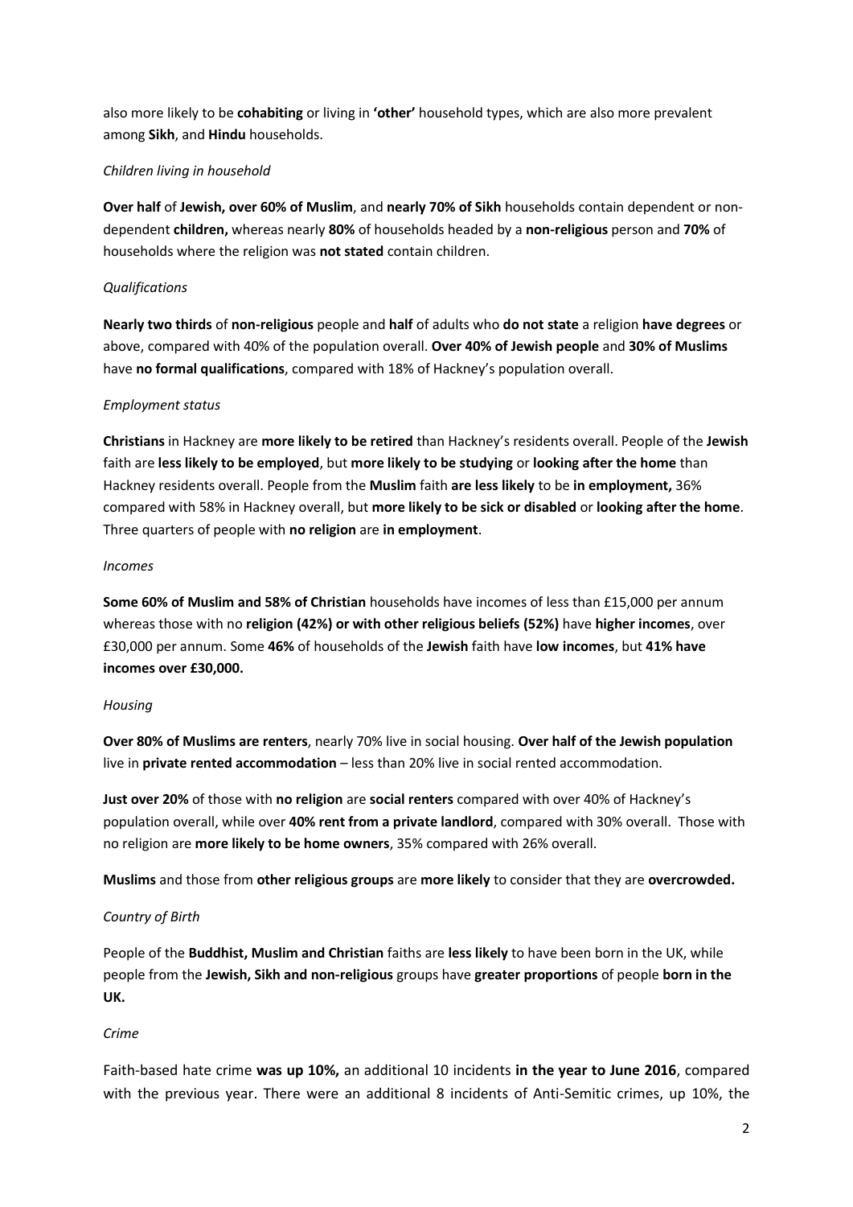also more likely to be **cohabiting** or living in **'other'** household types, which are also more prevalent among **Sikh**, and **Hindu** households.

*Children living in household*

**Over half** of **Jewish, over 60% of Muslim**, and **nearly 70% of Sikh** households contain dependent or non-dependent **children,** whereas nearly **80%** of households headed by a **non-religious** person and **70%** of households where the religion was **not stated** contain children.

*Qualifications*

**Nearly two thirds** of **non-religious** people and **half** of adults who **do not state** a religion **have degrees** or above, compared with 40% of the population overall. **Over 40% of Jewish people** and **30% of Muslims** have **no formal qualifications**, compared with 18% of Hackney's population overall.

*Employment status*

**Christians** in Hackney are **more likely to be retired** than Hackney's residents overall. People of the **Jewish** faith are **less likely to be employed**, but **more likely to be studying** or **looking after the home** than Hackney residents overall. People from the **Muslim** faith **are less likely** to be **in employment,** 36% compared with 58% in Hackney overall, but **more likely to be sick or disabled** or **looking after the home**. Three quarters of people with **no religion** are **in employment**.

*Incomes*

**Some 60% of Muslim and 58% of Christian** households have incomes of less than £15,000 per annum whereas those with no **religion (42%) or with other religious beliefs (52%)** have **higher incomes**, over £30,000 per annum. Some **46%** of households of the **Jewish** faith have **low incomes**, but **41% have incomes over £30,000.**

*Housing*

**Over 80% of Muslims are renters**, nearly 70% live in social housing. **Over half of the Jewish population** live in **private rented accommodation** – less than 20% live in social rented accommodation.

**Just over 20%** of those with **no religion** are **social renters** compared with over 40% of Hackney's population overall, while over **40% rent from a private landlord**, compared with 30% overall. Those with no religion are **more likely to be home owners**, 35% compared with 26% overall.

**Muslims** and those from **other religious groups** are **more likely** to consider that they are **overcrowded.**

*Country of Birth*

People of the **Buddhist, Muslim and Christian** faiths are **less likely** to have been born in the UK, while people from the **Jewish, Sikh and non-religious** groups have **greater proportions** of people **born in the UK.**

*Crime*

Faith-based hate crime **was up 10%,** an additional 10 incidents **in the year to June 2016**, compared with the previous year. There were an additional 8 incidents of Anti-Semitic crimes, up 10%, the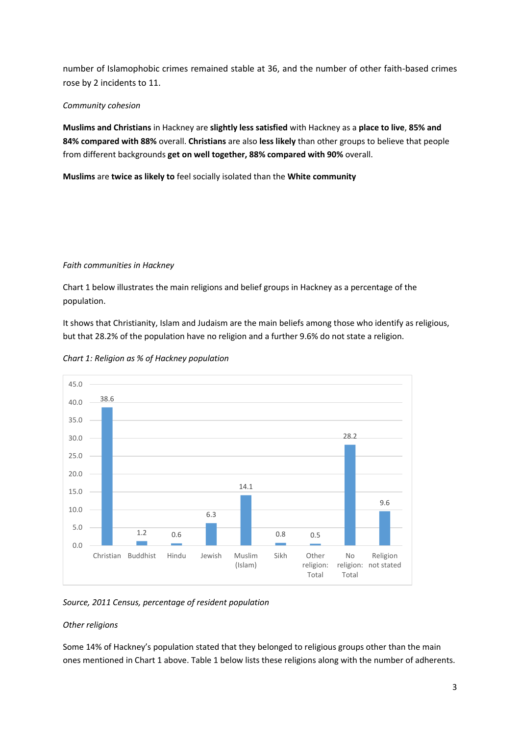number of Islamophobic crimes remained stable at 36, and the number of other faith-based crimes rose by 2 incidents to 11.

*Community cohesion*

**Muslims and Christians** in Hackney are **slightly less satisfied** with Hackney as a **place to live**, **85% and 84% compared with 88%** overall. **Christians** are also **less likely** than other groups to believe that people from different backgrounds **get on well together, 88% compared with 90%** overall.

**Muslims** are **twice as likely to** feel socially isolated than the **White community**

*Faith communities in Hackney*

Chart 1 below illustrates the main religions and belief groups in Hackney as a percentage of the population.

It shows that Christianity, Islam and Judaism are the main beliefs among those who identify as religious, but that 28.2% of the population have no religion and a further 9.6% do not state a religion.

*Chart 1: Religion as % of Hackney population*

| Religion | % |
|---|---|
| Christian | 38.6 |
| Buddhist | 1.2 |
| Hindu | 0.6 |
| Jewish | 6.3 |
| Muslim (Islam) | 14.1 |
| Sikh | 0.8 |
| Other religion: Total | 0.5 |
| No religion: Total | 28.2 |
| Religion not stated | 9.6 |

*Source, 2011 Census, percentage of resident population*

*Other religions*

Some 14% of Hackney's population stated that they belonged to religious groups other than the main ones mentioned in Chart 1 above. Table 1 below lists these religions along with the number of adherents.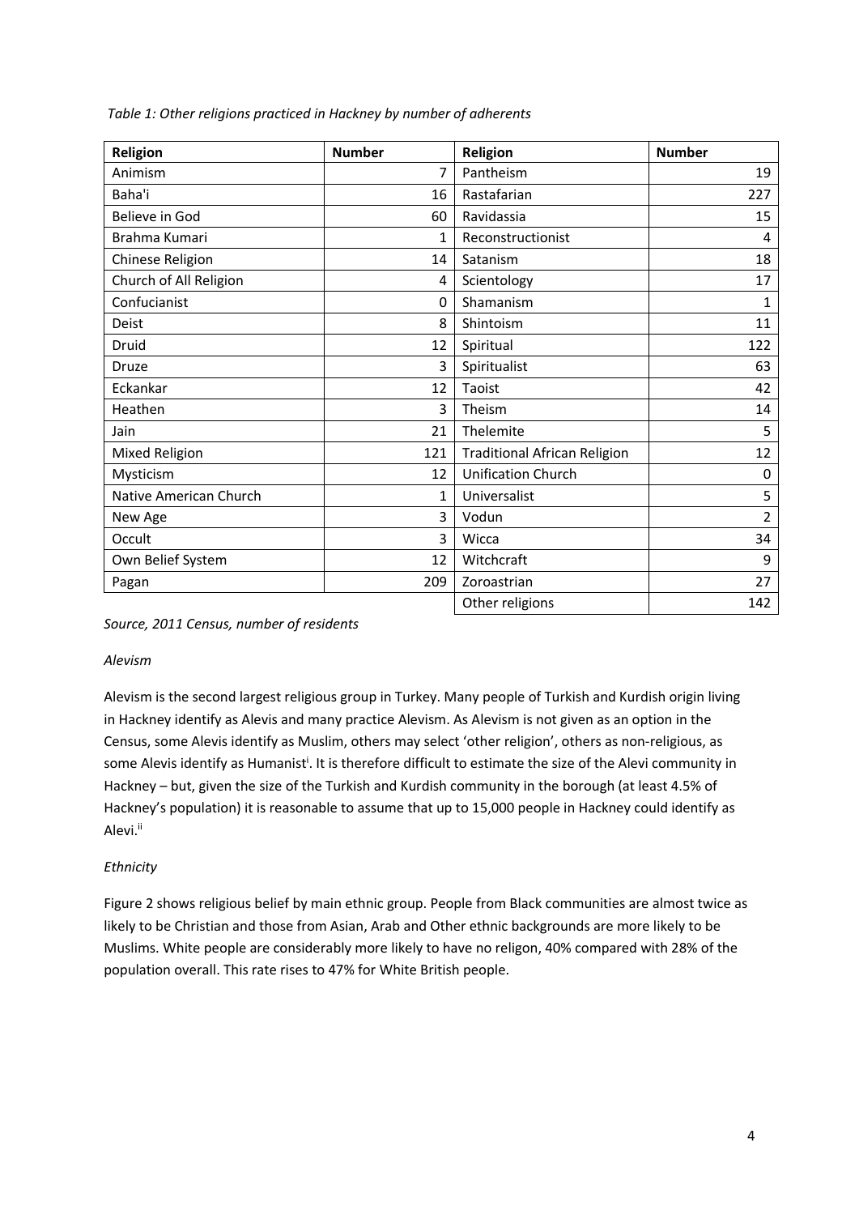*Table 1: Other religions practiced in Hackney by number of adherents*

| Religion | Number | Religion | Number |
|---|---|---|---|
| Animism | 7 | Pantheism | 19 |
| Baha'i | 16 | Rastafarian | 227 |
| Believe in God | 60 | Ravidassia | 15 |
| Brahma Kumari | 1 | Reconstructionist | 4 |
| Chinese Religion | 14 | Satanism | 18 |
| Church of All Religion | 4 | Scientology | 17 |
| Confucianist | 0 | Shamanism | 1 |
| Deist | 8 | Shintoism | 11 |
| Druid | 12 | Spiritual | 122 |
| Druze | 3 | Spiritualist | 63 |
| Eckankar | 12 | Taoist | 42 |
| Heathen | 3 | Theism | 14 |
| Jain | 21 | Thelemite | 5 |
| Mixed Religion | 121 | Traditional African Religion | 12 |
| Mysticism | 12 | Unification Church | 0 |
| Native American Church | 1 | Universalist | 5 |
| New Age | 3 | Vodun | 2 |
| Occult | 3 | Wicca | 34 |
| Own Belief System | 12 | Witchcraft | 9 |
| Pagan | 209 | Zoroastrian | 27 |
| | | Other religions | 142 |

*Source, 2011 Census, number of residents*

*Alevism*

Alevism is the second largest religious group in Turkey. Many people of Turkish and Kurdish origin living in Hackney identify as Alevis and many practice Alevism. As Alevism is not given as an option in the Census, some Alevis identify as Muslim, others may select 'other religion', others as non-religious, as some Alevis identify as Humanist[i]. It is therefore difficult to estimate the size of the Alevi community in Hackney – but, given the size of the Turkish and Kurdish community in the borough (at least 4.5% of Hackney's population) it is reasonable to assume that up to 15,000 people in Hackney could identify as Alevi.[ii]

*Ethnicity*

Figure 2 shows religious belief by main ethnic group. People from Black communities are almost twice as likely to be Christian and those from Asian, Arab and Other ethnic backgrounds are more likely to be Muslims. White people are considerably more likely to have no religon, 40% compared with 28% of the population overall. This rate rises to 47% for White British people.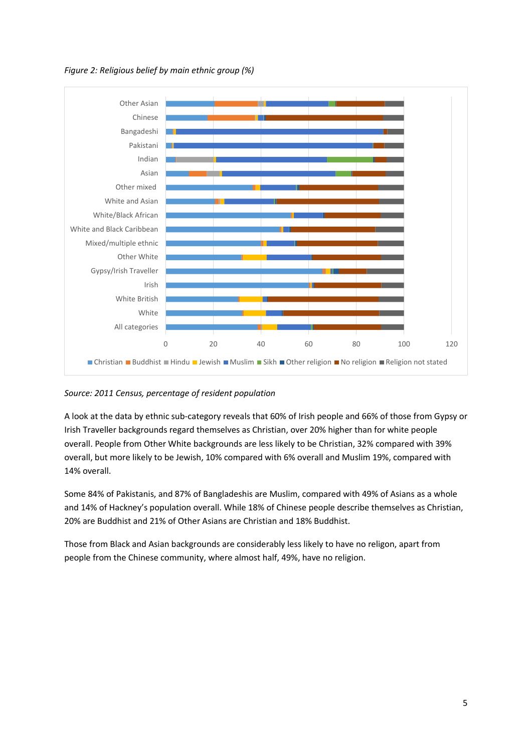*Figure 2: Religious belief by main ethnic group (%)*

*Source: 2011 Census, percentage of resident population*

A look at the data by ethnic sub-category reveals that 60% of Irish people and 66% of those from Gypsy or Irish Traveller backgrounds regard themselves as Christian, over 20% higher than for white people overall. People from Other White backgrounds are less likely to be Christian, 32% compared with 39% overall, but more likely to be Jewish, 10% compared with 6% overall and Muslim 19%, compared with 14% overall.

Some 84% of Pakistanis, and 87% of Bangladeshis are Muslim, compared with 49% of Asians as a whole and 14% of Hackney's population overall. While 18% of Chinese people describe themselves as Christian, 20% are Buddhist and 21% of Other Asians are Christian and 18% Buddhist.

Those from Black and Asian backgrounds are considerably less likely to have no religon, apart from people from the Chinese community, where almost half, 49%, have no religion.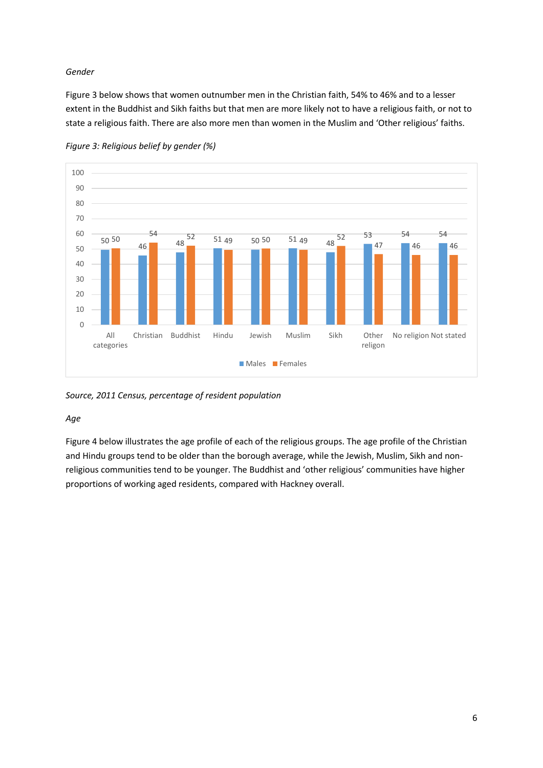*Gender*

Figure 3 below shows that women outnumber men in the Christian faith, 54% to 46% and to a lesser extent in the Buddhist and Sikh faiths but that men are more likely not to have a religious faith, or not to state a religious faith. There are also more men than women in the Muslim and 'Other religious' faiths.

*Figure 3: Religious belief by gender (%)*

| | All categories | Christian | Buddhist | Hindu | Jewish | Muslim | Sikh | Other religon | No religion | Not stated |
|---|---|---|---|---|---|---|---|---|---|---|
| Males | 50 | 46 | 48 | 51 | 50 | 51 | 48 | 53 | 54 | 54 |
| Females | 50 | 54 | 52 | 49 | 50 | 49 | 52 | 47 | 46 | 46 |

*Source, 2011 Census, percentage of resident population*

*Age*

Figure 4 below illustrates the age profile of each of the religious groups. The age profile of the Christian and Hindu groups tend to be older than the borough average, while the Jewish, Muslim, Sikh and non-religious communities tend to be younger. The Buddhist and 'other religious' communities have higher proportions of working aged residents, compared with Hackney overall.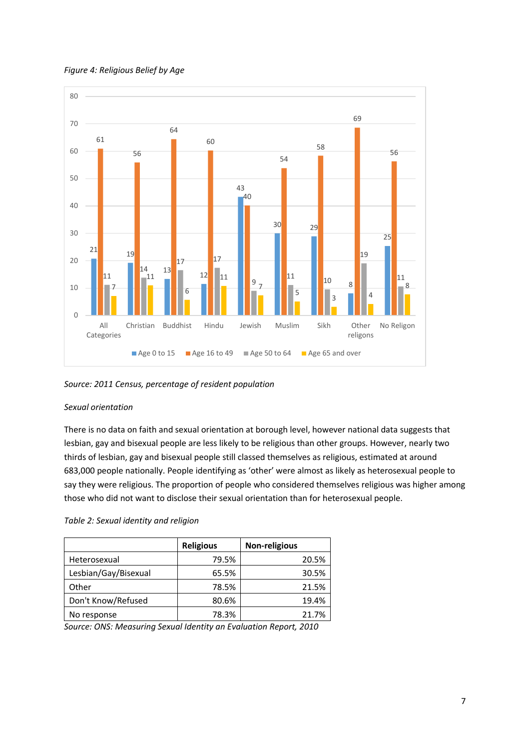*Figure 4: Religious Belief by Age*

| | Age 0 to 15 | Age 16 to 49 | Age 50 to 64 | Age 65 and over |
|---|---|---|---|---|
| All Categories | 21 | 61 | 11 | 7 |
| Christian | 19 | 56 | 14 | 11 |
| Buddhist | 13 | 64 | 17 | 6 |
| Hindu | 12 | 60 | 17 | 11 |
| Jewish | 43 | 40 | 9 | 7 |
| Muslim | 30 | 54 | 11 | 5 |
| Sikh | 29 | 58 | 10 | 3 |
| Other religons | 8 | 69 | 19 | 4 |
| No Religon | 25 | 56 | 11 | 8 |

*Source: 2011 Census, percentage of resident population*

*Sexual orientation*

There is no data on faith and sexual orientation at borough level, however national data suggests that lesbian, gay and bisexual people are less likely to be religious than other groups. However, nearly two thirds of lesbian, gay and bisexual people still classed themselves as religious, estimated at around 683,000 people nationally. People identifying as 'other' were almost as likely as heterosexual people to say they were religious. The proportion of people who considered themselves religious was higher among those who did not want to disclose their sexual orientation than for heterosexual people.

*Table 2: Sexual identity and religion*

| | **Religious** | **Non-religious** |
|---|---|---|
| Heterosexual | 79.5% | 20.5% |
| Lesbian/Gay/Bisexual | 65.5% | 30.5% |
| Other | 78.5% | 21.5% |
| Don't Know/Refused | 80.6% | 19.4% |
| No response | 78.3% | 21.7% |

*Source: ONS: Measuring Sexual Identity an Evaluation Report, 2010*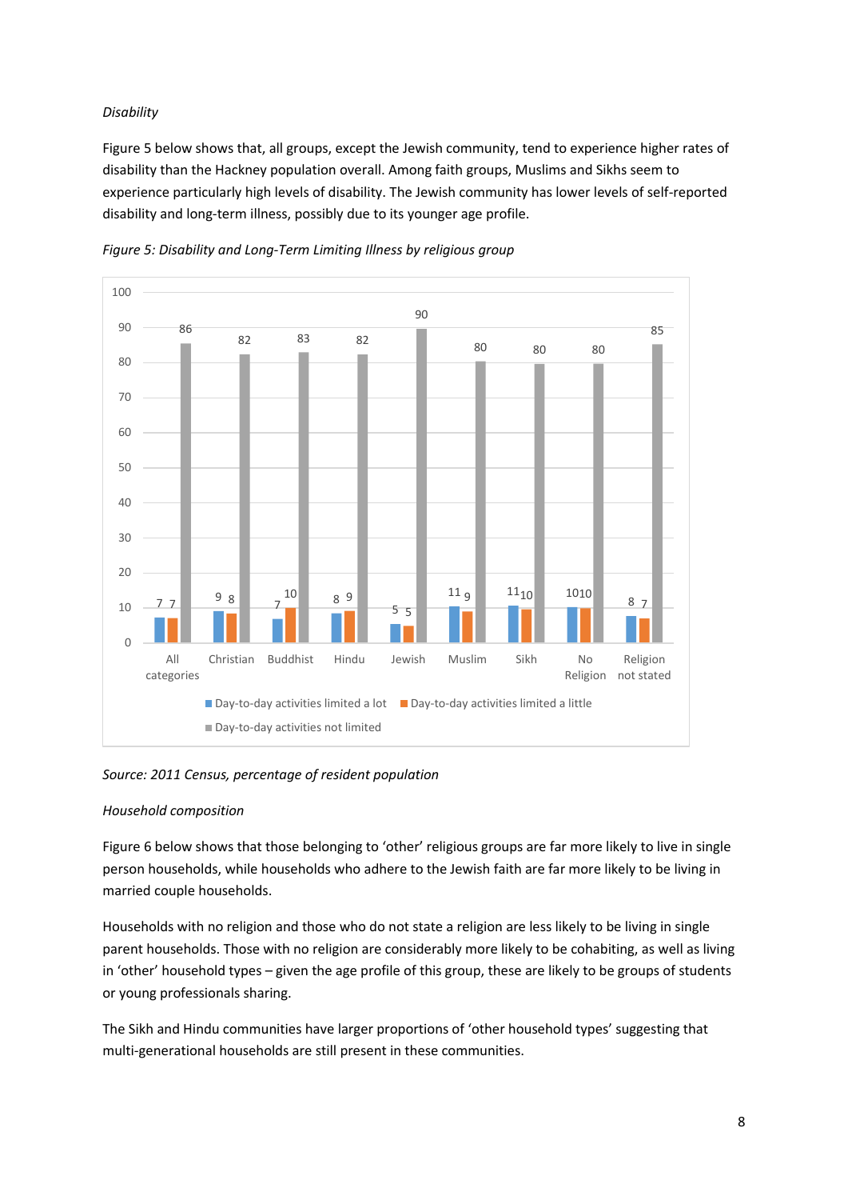*Disability*

Figure 5 below shows that, all groups, except the Jewish community, tend to experience higher rates of disability than the Hackney population overall. Among faith groups, Muslims and Sikhs seem to experience particularly high levels of disability. The Jewish community has lower levels of self-reported disability and long-term illness, possibly due to its younger age profile.

*Figure 5: Disability and Long-Term Limiting Illness by religious group*

| | Day-to-day activities limited a lot | Day-to-day activities limited a little | Day-to-day activities not limited |
|---|---|---|---|
| All categories | 7 | 7 | 86 |
| Christian | 9 | 8 | 82 |
| Buddhist | 7 | 10 | 83 |
| Hindu | 8 | 9 | 82 |
| Jewish | 5 | 5 | 90 |
| Muslim | 11 | 9 | 80 |
| Sikh | 11 | 10 | 80 |
| No Religion | 10 | 10 | 80 |
| Religion not stated | 8 | 7 | 85 |

*Source: 2011 Census, percentage of resident population*

*Household composition*

Figure 6 below shows that those belonging to 'other' religious groups are far more likely to live in single person households, while households who adhere to the Jewish faith are far more likely to be living in married couple households.

Households with no religion and those who do not state a religion are less likely to be living in single parent households. Those with no religion are considerably more likely to be cohabiting, as well as living in 'other' household types – given the age profile of this group, these are likely to be groups of students or young professionals sharing.

The Sikh and Hindu communities have larger proportions of 'other household types' suggesting that multi-generational households are still present in these communities.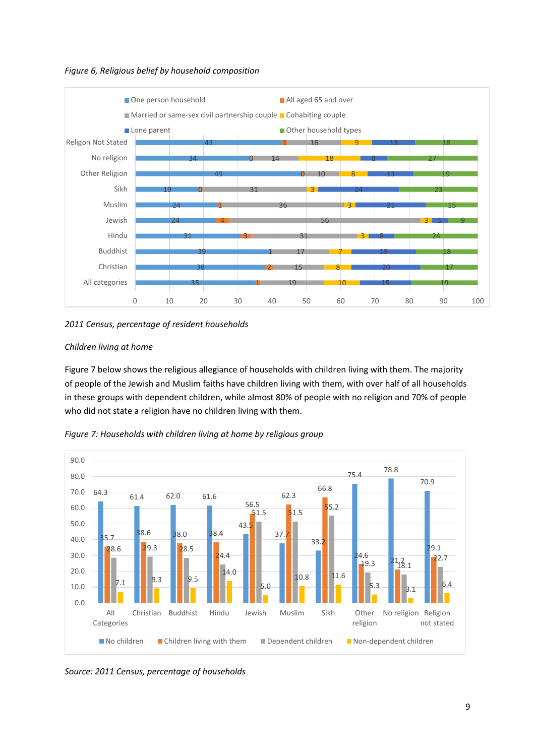*Figure 6, Religious belief by household composition*

| | One person household | All aged 65 and over | Married or same-sex civil partnership couple | Cohabiting couple | Lone parent | Other household types |
|---|---|---|---|---|---|---|
| Religon Not Stated | 43 | 1 | 16 | 9 | 13 | 18 |
| No religion | 34 | 0 | 14 | 18 | 8 | 27 |
| Other Religion | 49 | 0 | 10 | 8 | 13 | 19 |
| Sikh | 19 | 0 | 31 | 3 | 24 | 23 |
| Muslim | 24 | 1 | 36 | 3 | 21 | 15 |
| Jewish | 24 | 4 | 56 | 3 | 5 | 9 |
| Hindu | 31 | 3 | 31 | 3 | 8 | 24 |
| Buddhist | 39 | 1 | 17 | 7 | 19 | 18 |
| Christian | 38 | 2 | 15 | 8 | 20 | 17 |
| All categories | 35 | 1 | 19 | 10 | 15 | 19 |

*2011 Census, percentage of resident households*

*Children living at home*

Figure 7 below shows the religious allegiance of households with children living with them. The majority of people of the Jewish and Muslim faiths have children living with them, with over half of all households in these groups with dependent children, while almost 80% of people with no religion and 70% of people who did not state a religion have no children living with them.

*Figure 7: Households with children living at home by religious group*

| | No children | Children living with them | Dependent children | Non-dependent children |
|---|---|---|---|---|
| All Categories | 64.3 | 35.7 | 28.6 | 7.1 |
| Christian | 61.4 | 38.6 | 29.3 | 9.3 |
| Buddhist | 62.0 | 38.0 | 28.5 | 9.5 |
| Hindu | 61.6 | 38.4 | 24.4 | 14.0 |
| Jewish | 43.5 | 56.5 | 51.5 | 5.0 |
| Muslim | 37.7 | 62.3 | 51.5 | 10.8 |
| Sikh | 33.2 | 66.8 | 55.2 | 11.6 |
| Other religion | 75.4 | 24.6 | 19.3 | 5.3 |
| No religion | 78.8 | 21.2 | 18.1 | 3.1 |
| Religion not stated | 70.9 | 29.1 | 22.7 | 6.4 |

*Source: 2011 Census, percentage of households*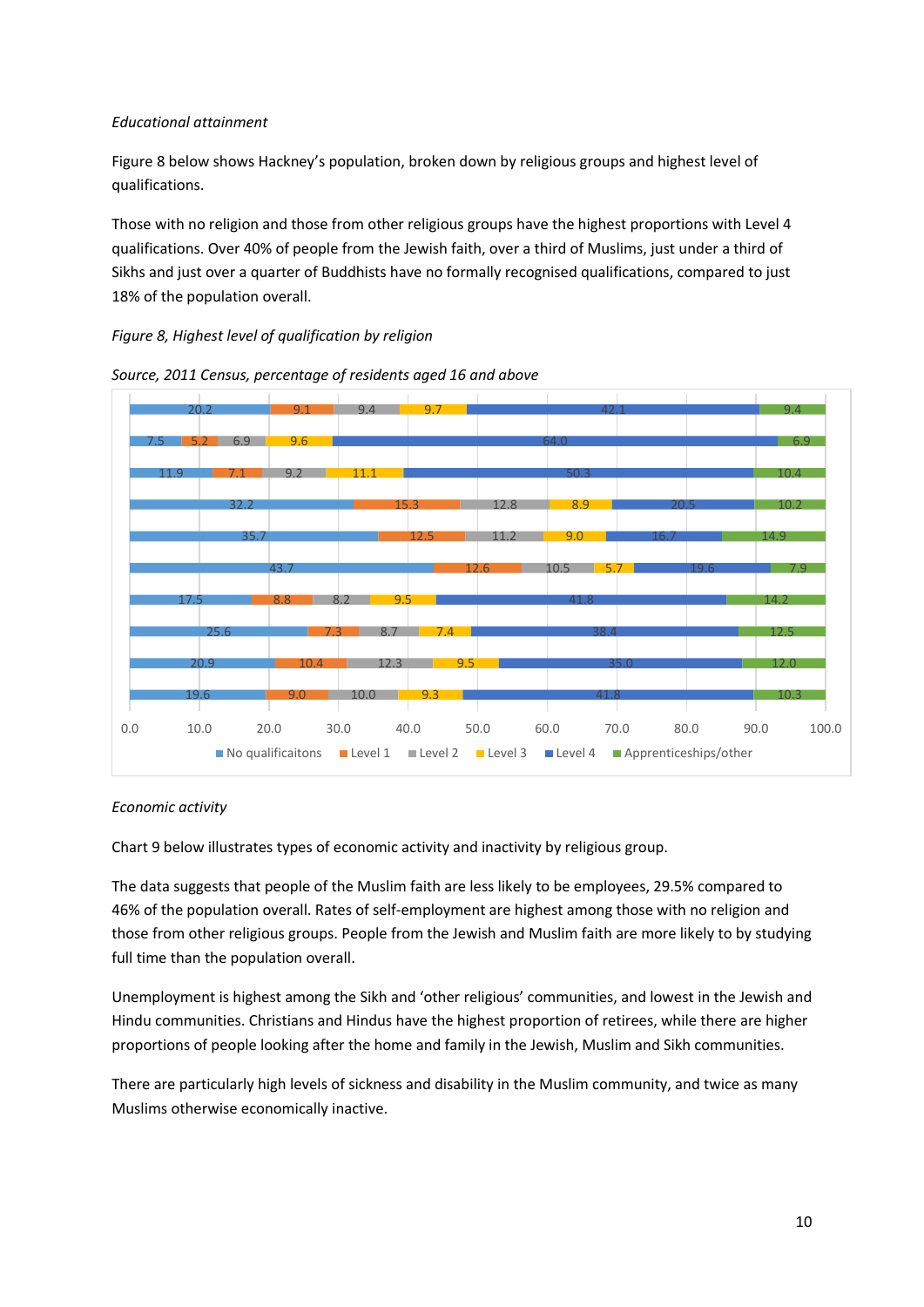*Educational attainment*

Figure 8 below shows Hackney's population, broken down by religious groups and highest level of qualifications.

Those with no religion and those from other religious groups have the highest proportions with Level 4 qualifications. Over 40% of people from the Jewish faith, over a third of Muslims, just under a third of Sikhs and just over a quarter of Buddhists have no formally recognised qualifications, compared to just 18% of the population overall.

*Figure 8, Highest level of qualification by religion*

*Source, 2011 Census, percentage of residents aged 16 and above*

| No qualificaitons | Level 1 | Level 2 | Level 3 | Level 4 | Apprenticeships/other |
|---|---|---|---|---|---|
| 20.2 | 9.1 | 9.4 | 9.7 | 42.1 | 9.4 |
| 7.5 | 5.2 | 6.9 | 9.6 | 64.0 | 6.9 |
| 11.9 | 7.1 | 9.2 | 11.1 | 50.3 | 10.4 |
| 32.2 | 15.3 | 12.8 | 8.9 | 20.5 | 10.2 |
| 35.7 | 12.5 | 11.2 | 9.0 | 16.7 | 14.9 |
| 43.7 | 12.6 | 10.5 | 5.7 | 19.6 | 7.9 |
| 17.5 | 8.8 | 8.2 | 9.5 | 41.8 | 14.2 |
| 25.6 | 7.3 | 8.7 | 7.4 | 38.4 | 12.5 |
| 20.9 | 10.4 | 12.3 | 9.5 | 35.0 | 12.0 |
| 19.6 | 9.0 | 10.0 | 9.3 | 41.8 | 10.3 |

*Economic activity*

Chart 9 below illustrates types of economic activity and inactivity by religious group.

The data suggests that people of the Muslim faith are less likely to be employees, 29.5% compared to 46% of the population overall. Rates of self-employment are highest among those with no religion and those from other religious groups. People from the Jewish and Muslim faith are more likely to by studying full time than the population overall.

Unemployment is highest among the Sikh and 'other religious' communities, and lowest in the Jewish and Hindu communities. Christians and Hindus have the highest proportion of retirees, while there are higher proportions of people looking after the home and family in the Jewish, Muslim and Sikh communities.

There are particularly high levels of sickness and disability in the Muslim community, and twice as many Muslims otherwise economically inactive.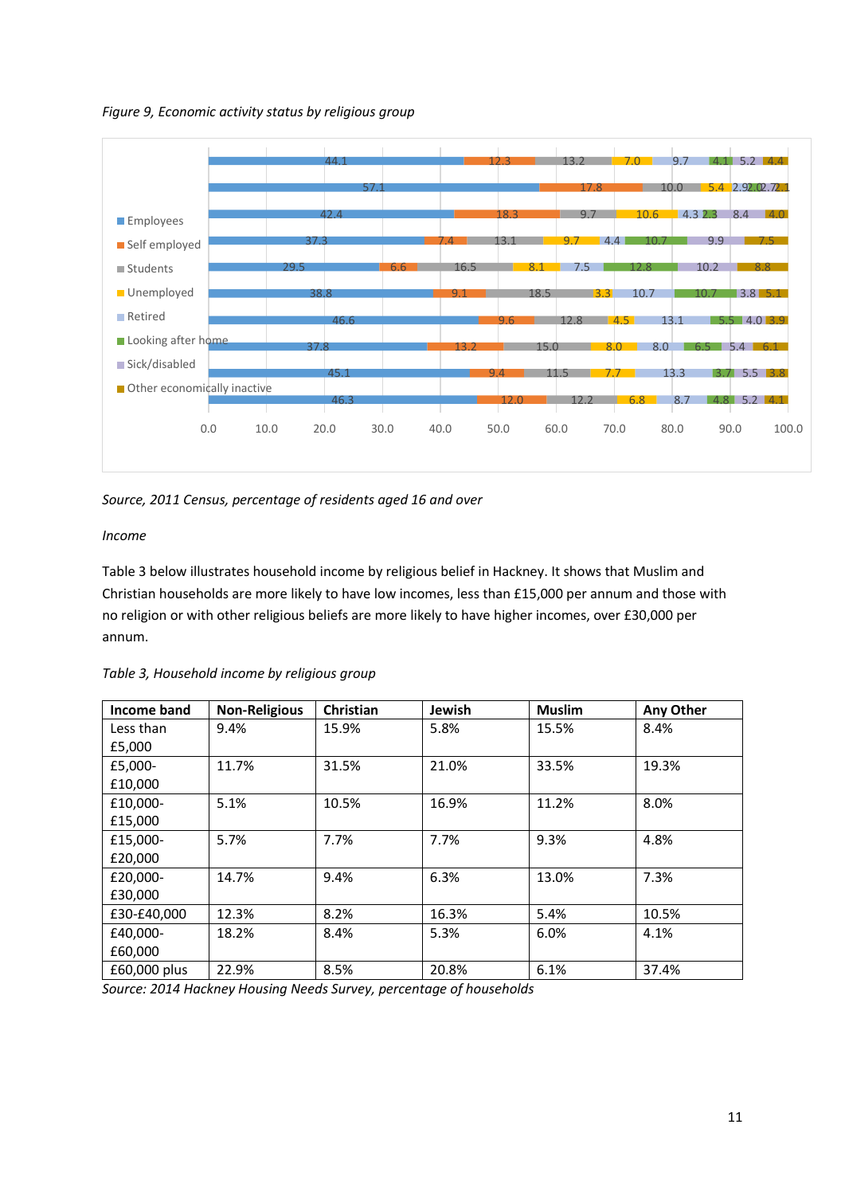*Figure 9, Economic activity status by religious group*

| Employees | Self employed | Students | Unemployed | Retired | Looking after home | Sick/disabled | Other economically inactive |
|---|---|---|---|---|---|---|---|
| 44.1 | 12.3 | 13.2 | 7.0 | 9.7 | 4.1 | 5.2 | 4.4 |
| 57.1 | 17.8 | 10.0 | 5.4 | 2.9 | 2.0 | 2.7 | 2.1 |
| 42.4 | 18.3 | 9.7 | 10.6 | 4.3 | 2.3 | 8.4 | 4.0 |
| 37.3 | 7.4 | 13.1 | 9.7 | 4.4 | 10.7 | 9.9 | 7.5 |
| 29.5 | 6.6 | 16.5 | 8.1 | 7.5 | 12.8 | 10.2 | 8.8 |
| 38.8 | 9.1 | 18.5 | 3.3 | 10.7 | 10.7 | 3.8 | 5.1 |
| 46.6 | 9.6 | 12.8 | 4.5 | 13.1 | 5.5 | 4.0 | 3.9 |
| 37.8 | 13.2 | 15.0 | 8.0 | 8.0 | 6.5 | 5.4 | 6.1 |
| 45.1 | 9.4 | 11.5 | 7.7 | 13.3 | 3.7 | 5.5 | 3.8 |
| 46.3 | 12.0 | 12.2 | 6.8 | 8.7 | 4.8 | 5.2 | 4.1 |

*Source, 2011 Census, percentage of residents aged 16 and over*

*Income*

Table 3 below illustrates household income by religious belief in Hackney. It shows that Muslim and Christian households are more likely to have low incomes, less than £15,000 per annum and those with no religion or with other religious beliefs are more likely to have higher incomes, over £30,000 per annum.

*Table 3, Household income by religious group*

| Income band | Non-Religious | Christian | Jewish | Muslim | Any Other |
|---|---|---|---|---|---|
| Less than £5,000 | 9.4% | 15.9% | 5.8% | 15.5% | 8.4% |
| £5,000-£10,000 | 11.7% | 31.5% | 21.0% | 33.5% | 19.3% |
| £10,000-£15,000 | 5.1% | 10.5% | 16.9% | 11.2% | 8.0% |
| £15,000-£20,000 | 5.7% | 7.7% | 7.7% | 9.3% | 4.8% |
| £20,000-£30,000 | 14.7% | 9.4% | 6.3% | 13.0% | 7.3% |
| £30-£40,000 | 12.3% | 8.2% | 16.3% | 5.4% | 10.5% |
| £40,000-£60,000 | 18.2% | 8.4% | 5.3% | 6.0% | 4.1% |
| £60,000 plus | 22.9% | 8.5% | 20.8% | 6.1% | 37.4% |

*Source: 2014 Hackney Housing Needs Survey, percentage of households*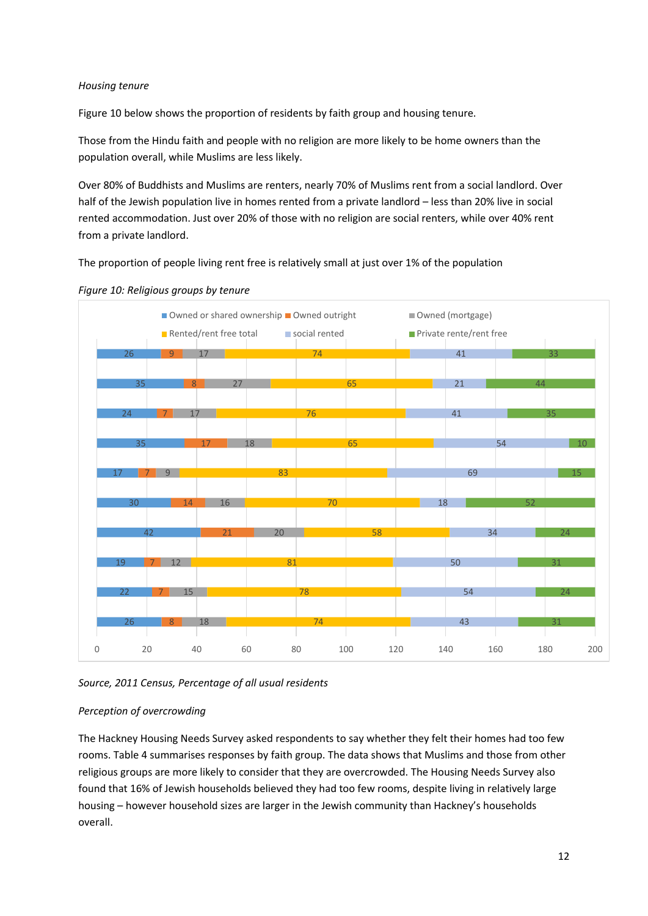*Housing tenure*

Figure 10 below shows the proportion of residents by faith group and housing tenure.

Those from the Hindu faith and people with no religion are more likely to be home owners than the population overall, while Muslims are less likely.

Over 80% of Buddhists and Muslims are renters, nearly 70% of Muslims rent from a social landlord. Over half of the Jewish population live in homes rented from a private landlord – less than 20% live in social rented accommodation. Just over 20% of those with no religion are social renters, while over 40% rent from a private landlord.

The proportion of people living rent free is relatively small at just over 1% of the population

*Figure 10: Religious groups by tenure*

| Owned or shared ownership | Owned outright | Owned (mortgage) | Rented/rent free total | social rented | Private rente/rent free |
|---|---|---|---|---|---|
| 26 | 9 | 17 | 74 | 41 | 33 |
| 35 | 8 | 27 | 65 | 21 | 44 |
| 24 | 7 | 17 | 76 | 41 | 35 |
| 35 | 17 | 18 | 65 | 54 | 10 |
| 17 | 7 | 9 | 83 | 69 | 15 |
| 30 | 14 | 16 | 70 | 18 | 52 |
| 42 | 21 | 20 | 58 | 34 | 24 |
| 19 | 7 | 12 | 81 | 50 | 31 |
| 22 | 7 | 15 | 78 | 54 | 24 |
| 26 | 8 | 18 | 74 | 43 | 31 |

*Source, 2011 Census, Percentage of all usual residents*

*Perception of overcrowding*

The Hackney Housing Needs Survey asked respondents to say whether they felt their homes had too few rooms. Table 4 summarises responses by faith group. The data shows that Muslims and those from other religious groups are more likely to consider that they are overcrowded. The Housing Needs Survey also found that 16% of Jewish households believed they had too few rooms, despite living in relatively large housing – however household sizes are larger in the Jewish community than Hackney's households overall.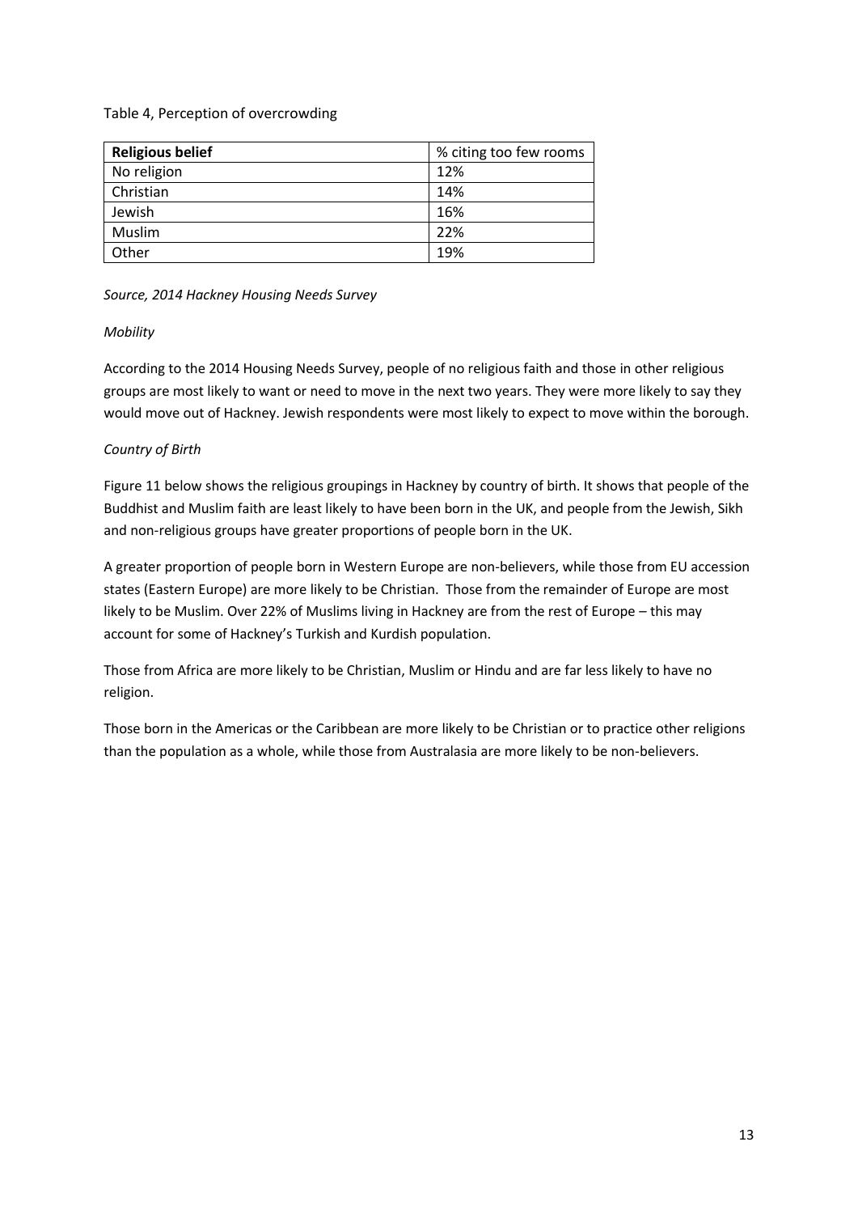Table 4, Perception of overcrowding

| **Religious belief** | % citing too few rooms |
|---|---|
| No religion | 12% |
| Christian | 14% |
| Jewish | 16% |
| Muslim | 22% |
| Other | 19% |

*Source, 2014 Hackney Housing Needs Survey*

*Mobility*

According to the 2014 Housing Needs Survey, people of no religious faith and those in other religious groups are most likely to want or need to move in the next two years. They were more likely to say they would move out of Hackney. Jewish respondents were most likely to expect to move within the borough.

*Country of Birth*

Figure 11 below shows the religious groupings in Hackney by country of birth. It shows that people of the Buddhist and Muslim faith are least likely to have been born in the UK, and people from the Jewish, Sikh and non-religious groups have greater proportions of people born in the UK.

A greater proportion of people born in Western Europe are non-believers, while those from EU accession states (Eastern Europe) are more likely to be Christian. Those from the remainder of Europe are most likely to be Muslim. Over 22% of Muslims living in Hackney are from the rest of Europe – this may account for some of Hackney's Turkish and Kurdish population.

Those from Africa are more likely to be Christian, Muslim or Hindu and are far less likely to have no religion.

Those born in the Americas or the Caribbean are more likely to be Christian or to practice other religions than the population as a whole, while those from Australasia are more likely to be non-believers.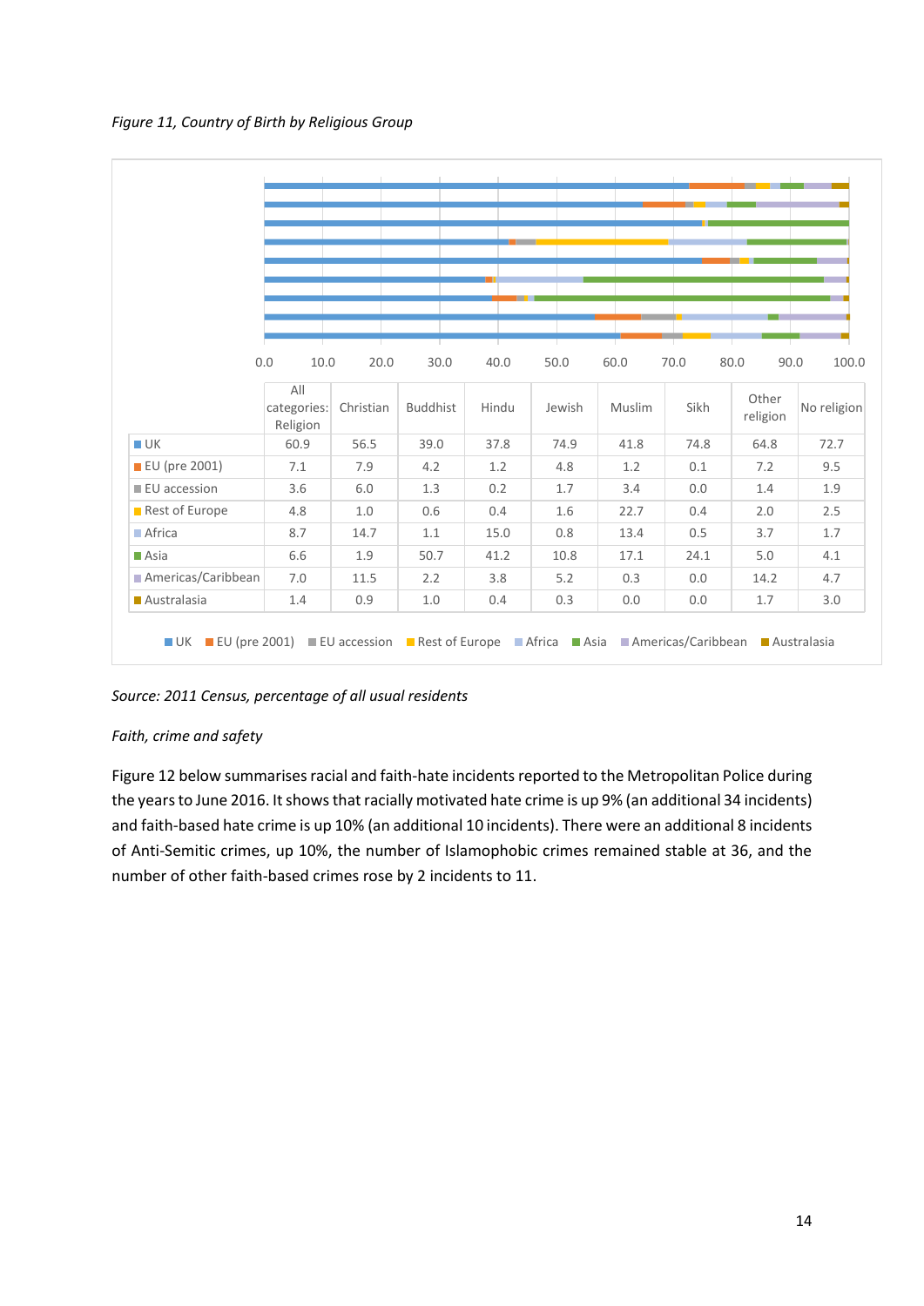*Figure 11, Country of Birth by Religious Group*

| | All categories: Religion | Christian | Buddhist | Hindu | Jewish | Muslim | Sikh | Other religion | No religion |
|---|---|---|---|---|---|---|---|---|---|
| UK | 60.9 | 56.5 | 39.0 | 37.8 | 74.9 | 41.8 | 74.8 | 64.8 | 72.7 |
| EU (pre 2001) | 7.1 | 7.9 | 4.2 | 1.2 | 4.8 | 1.2 | 0.1 | 7.2 | 9.5 |
| EU accession | 3.6 | 6.0 | 1.3 | 0.2 | 1.7 | 3.4 | 0.0 | 1.4 | 1.9 |
| Rest of Europe | 4.8 | 1.0 | 0.6 | 0.4 | 1.6 | 22.7 | 0.4 | 2.0 | 2.5 |
| Africa | 8.7 | 14.7 | 1.1 | 15.0 | 0.8 | 13.4 | 0.5 | 3.7 | 1.7 |
| Asia | 6.6 | 1.9 | 50.7 | 41.2 | 10.8 | 17.1 | 24.1 | 5.0 | 4.1 |
| Americas/Caribbean | 7.0 | 11.5 | 2.2 | 3.8 | 5.2 | 0.3 | 0.0 | 14.2 | 4.7 |
| Australasia | 1.4 | 0.9 | 1.0 | 0.4 | 0.3 | 0.0 | 0.0 | 1.7 | 3.0 |

*Source: 2011 Census, percentage of all usual residents*

*Faith, crime and safety*

Figure 12 below summarises racial and faith-hate incidents reported to the Metropolitan Police during the years to June 2016. It shows that racially motivated hate crime is up 9% (an additional 34 incidents) and faith-based hate crime is up 10% (an additional 10 incidents). There were an additional 8 incidents of Anti-Semitic crimes, up 10%, the number of Islamophobic crimes remained stable at 36, and the number of other faith-based crimes rose by 2 incidents to 11.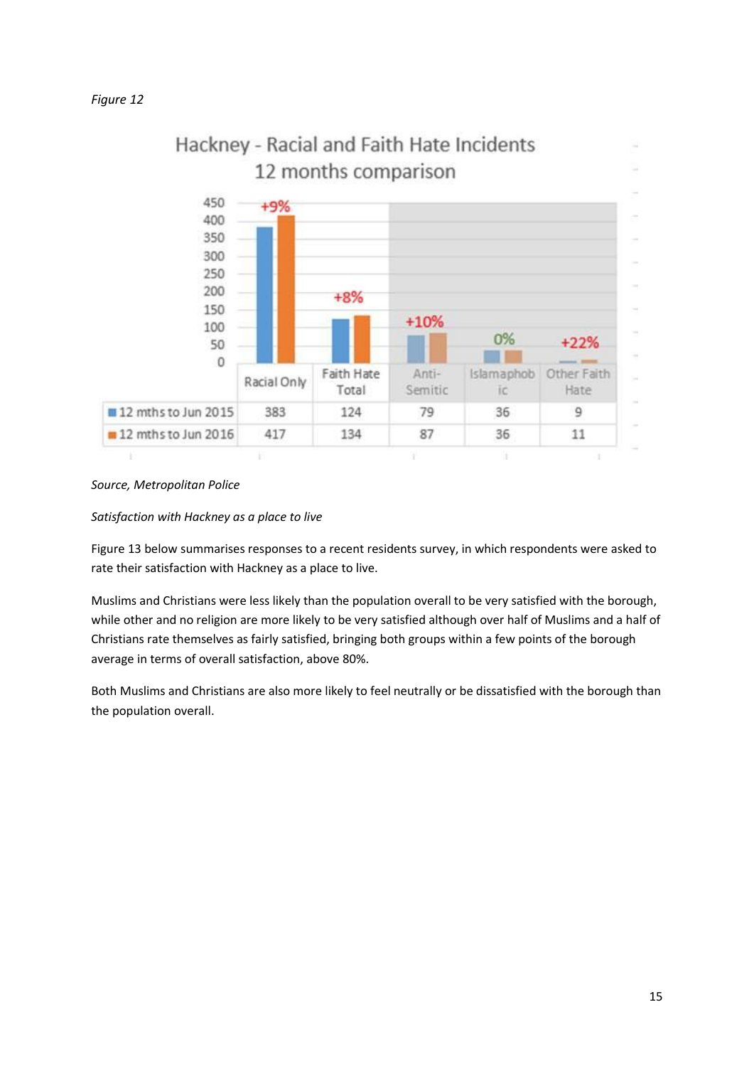*Figure 12*

Hackney - Racial and Faith Hate Incidents
12 months comparison

| | Racial Only | Faith Hate Total | Anti-Semitic | Islamaphobic | Other Faith Hate |
|---|---|---|---|---|---|
| 12 mths to Jun 2015 | 383 | 124 | 79 | 36 | 9 |
| 12 mths to Jun 2016 | 417 | 134 | 87 | 36 | 11 |
| Change | +9% | +8% | +10% | 0% | +22% |

*Source, Metropolitan Police*

*Satisfaction with Hackney as a place to live*

Figure 13 below summarises responses to a recent residents survey, in which respondents were asked to rate their satisfaction with Hackney as a place to live.

Muslims and Christians were less likely than the population overall to be very satisfied with the borough, while other and no religion are more likely to be very satisfied although over half of Muslims and a half of Christians rate themselves as fairly satisfied, bringing both groups within a few points of the borough average in terms of overall satisfaction, above 80%.

Both Muslims and Christians are also more likely to feel neutrally or be dissatisfied with the borough than the population overall.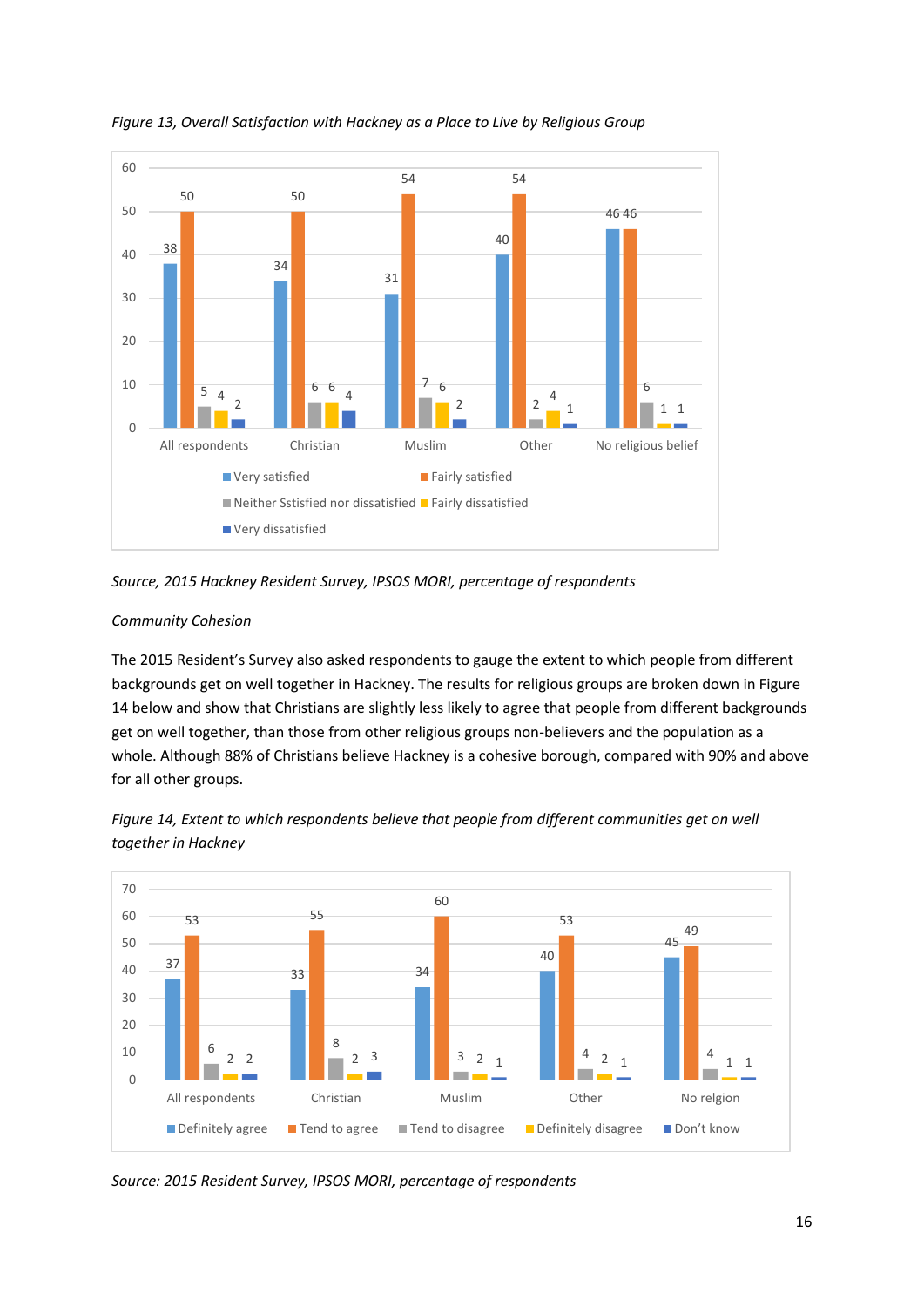*Figure 13, Overall Satisfaction with Hackney as a Place to Live by Religious Group*

| | Very satisfied | Fairly satisfied | Neither Sstisfied nor dissatisfied | Fairly dissatisfied | Very dissatisfied |
|---|---|---|---|---|---|
| All respondents | 38 | 50 | 5 | 4 | 2 |
| Christian | 34 | 50 | 6 | 6 | 4 |
| Muslim | 31 | 54 | 7 | 6 | 2 |
| Other | 40 | 54 | 2 | 4 | 1 |
| No religious belief | 46 | 46 | 6 | 1 | 1 |

*Source, 2015 Hackney Resident Survey, IPSOS MORI, percentage of respondents*

*Community Cohesion*

The 2015 Resident's Survey also asked respondents to gauge the extent to which people from different backgrounds get on well together in Hackney. The results for religious groups are broken down in Figure 14 below and show that Christians are slightly less likely to agree that people from different backgrounds get on well together, than those from other religious groups non-believers and the population as a whole. Although 88% of Christians believe Hackney is a cohesive borough, compared with 90% and above for all other groups.

*Figure 14, Extent to which respondents believe that people from different communities get on well together in Hackney*

| | Definitely agree | Tend to agree | Tend to disagree | Definitely disagree | Don't know |
|---|---|---|---|---|---|
| All respondents | 37 | 53 | 6 | 2 | 2 |
| Christian | 33 | 55 | 8 | 2 | 3 |
| Muslim | 34 | 60 | 3 | 2 | 1 |
| Other | 40 | 53 | 4 | 2 | 1 |
| No relgion | 45 | 49 | 4 | 1 | 1 |

*Source: 2015 Resident Survey, IPSOS MORI, percentage of respondents*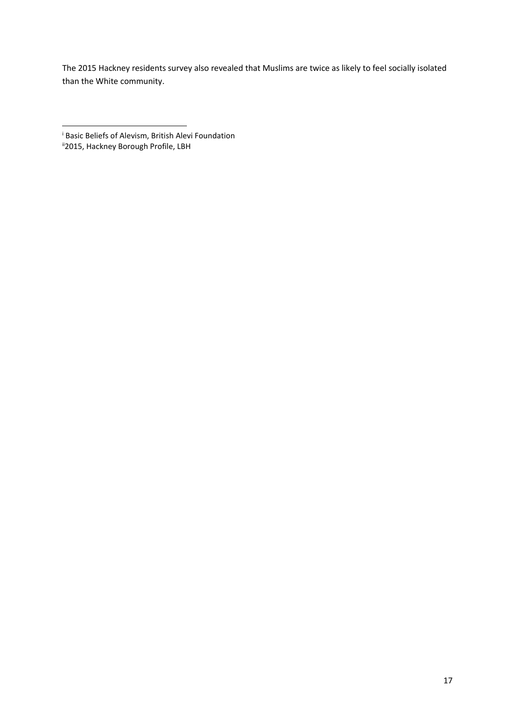The 2015 Hackney residents survey also revealed that Muslims are twice as likely to feel socially isolated than the White community.

---

[i] Basic Beliefs of Alevism, British Alevi Foundation
[ii] 2015, Hackney Borough Profile, LBH